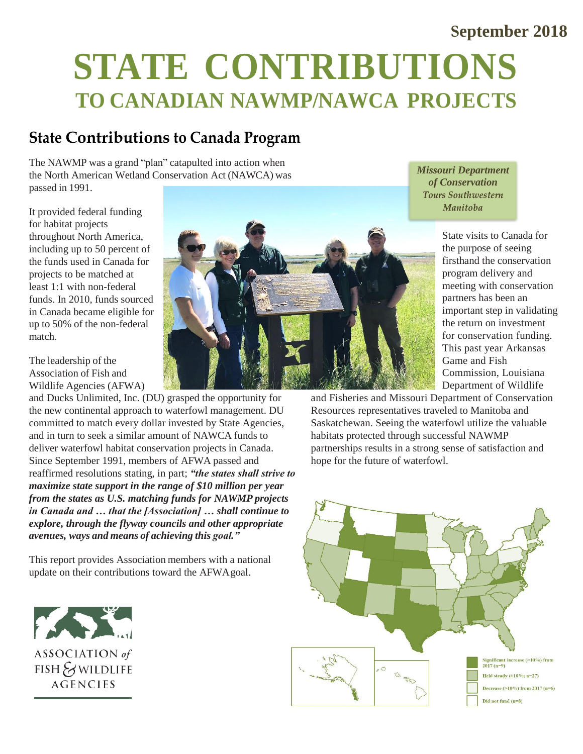September 2018

# STATE CONTRIBUTIONS
## TO CANADIAN NAWMP/NAWCA PROJECTS

## State Contributions to Canada Program

The NAWMP was a grand "plan" catapulted into action when the North American Wetland Conservation Act (NAWCA) was passed in 1991.

It provided federal funding for habitat projects throughout North America, including up to 50 percent of the funds used in Canada for projects to be matched at least 1:1 with non-federal funds. In 2010, funds sourced in Canada became eligible for up to 50% of the non-federal match.

The leadership of the Association of Fish and Wildlife Agencies (AFWA) and Ducks Unlimited, Inc. (DU) grasped the opportunity for the new continental approach to waterfowl management. DU committed to match every dollar invested by State Agencies, and in turn to seek a similar amount of NAWCA funds to deliver waterfowl habitat conservation projects in Canada. Since September 1991, members of AFWA passed and reaffirmed resolutions stating, in part; ***"the states shall strive to maximize state support in the range of $10 million per year from the states as U.S. matching funds for NAWMP projects in Canada and … that the [Association] … shall continue to explore, through the flyway councils and other appropriate avenues, ways and means of achieving this goal."***

This report provides Association members with a national update on their contributions toward the AFWA goal.

***Missouri Department of Conservation Tours Southwestern Manitoba***

State visits to Canada for the purpose of seeing firsthand the conservation program delivery and meeting with conservation partners has been an important step in validating the return on investment for conservation funding. This past year Arkansas Game and Fish Commission, Louisiana Department of Wildlife and Fisheries and Missouri Department of Conservation Resources representatives traveled to Manitoba and Saskatchewan. Seeing the waterfowl utilize the valuable habitats protected through successful NAWMP partnerships results in a strong sense of satisfaction and hope for the future of waterfowl.

- Significant increase (>10%) from 2017 (n=9)
- Held steady (±10%; n=27)
- Decrease (>10%) from 2017 (n=6)
- Did not fund (n=8)

ASSOCIATION *of* FISH & WILDLIFE AGENCIES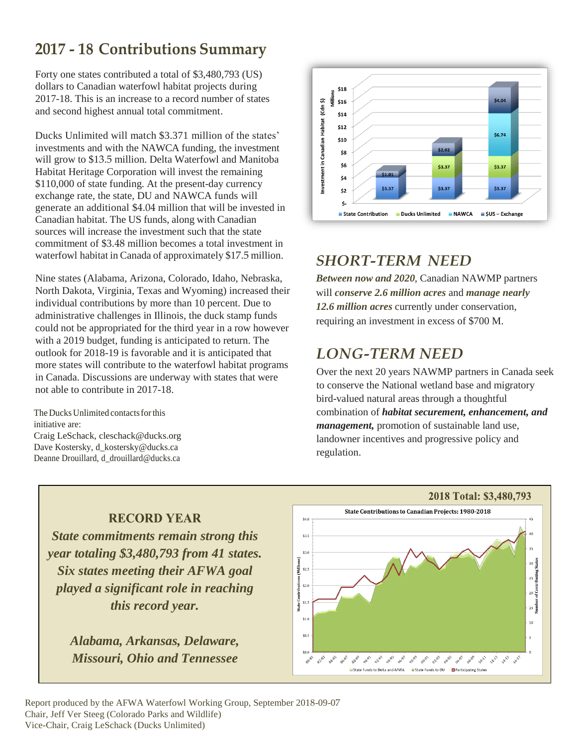# 2017 - 18 Contributions Summary

Forty one states contributed a total of $3,480,793 (US) dollars to Canadian waterfowl habitat projects during 2017-18. This is an increase to a record number of states and second highest annual total commitment.

Ducks Unlimited will match $3.371 million of the states' investments and with the NAWCA funding, the investment will grow to $13.5 million. Delta Waterfowl and Manitoba Habitat Heritage Corporation will invest the remaining $110,000 of state funding. At the present-day currency exchange rate, the state, DU and NAWCA funds will generate an additional $4.04 million that will be invested in Canadian habitat. The US funds, along with Canadian sources will increase the investment such that the state commitment of $3.48 million becomes a total investment in waterfowl habitat in Canada of approximately $17.5 million.

Nine states (Alabama, Arizona, Colorado, Idaho, Nebraska, North Dakota, Virginia, Texas and Wyoming) increased their individual contributions by more than 10 percent. Due to administrative challenges in Illinois, the duck stamp funds could not be appropriated for the third year in a row however with a 2019 budget, funding is anticipated to return. The outlook for 2018-19 is favorable and it is anticipated that more states will contribute to the waterfowl habitat programs in Canada. Discussions are underway with states that were not able to contribute in 2017-18.

The Ducks Unlimited contacts for this initiative are:
Craig LeSchack, cleschack@ducks.org
Dave Kostersky, d_kostersky@ducks.ca
Deanne Drouillard, d_drouillard@ducks.ca

Investment in Canadian Habitat (Cdn $) Millions
$18
$16
$14
$12
$10
$8
$6
$4
$2
$-
$3.37 $1.01
$3.37 $3.37 $2.02
$3.37 $3.37 $6.74 $4.04
State Contribution | Ducks Unlimited | NAWCA | $US – Exchange

## *SHORT-TERM NEED*

***Between now and 2020***, Canadian NAWMP partners will ***conserve 2.6 million acres*** and ***manage nearly 12.6 million acres*** currently under conservation, requiring an investment in excess of $700 M.

## *LONG-TERM NEED*

Over the next 20 years NAWMP partners in Canada seek to conserve the National wetland base and migratory bird-valued natural areas through a thoughtful combination of ***habitat securement, enhancement, and management,*** promotion of sustainable land use, landowner incentives and progressive policy and regulation.

**RECORD YEAR**

***State commitments remain strong this year totaling $3,480,793 from 41 states. Six states meeting their AFWA goal played a significant role in reaching this record year.***

***Alabama, Arkansas, Delaware, Missouri, Ohio and Tennessee***

**2018 Total: $3,480,793**

State Contributions to Canadian Projects: 1980-2018
State Contributions (Millions)
Number of Contributing States
State Funds to Delta and AFWA | State Funds to DU | Participating States

Report produced by the AFWA Waterfowl Working Group, September 2018-09-07
Chair, Jeff Ver Steeg (Colorado Parks and Wildlife)
Vice-Chair, Craig LeSchack (Ducks Unlimited)